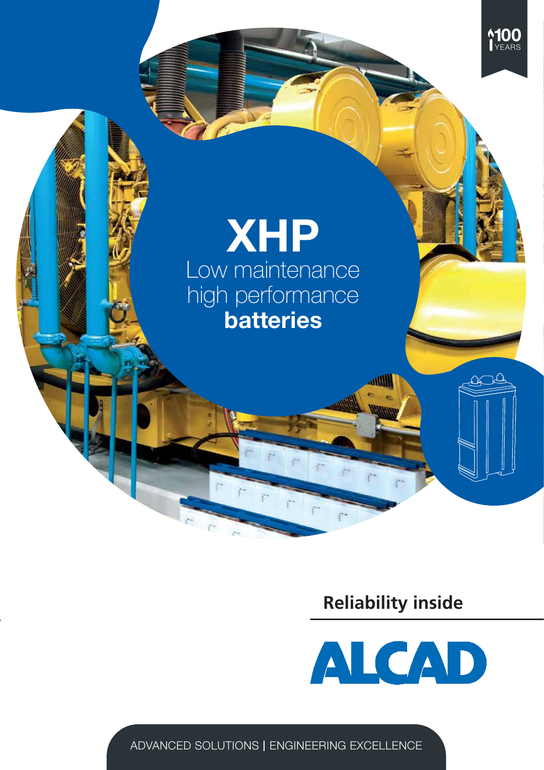100 YEARS

# XHP

Low maintenance
high performance
**batteries**

**Reliability inside**

ALCAD

ADVANCED SOLUTIONS | ENGINEERING EXCELLENCE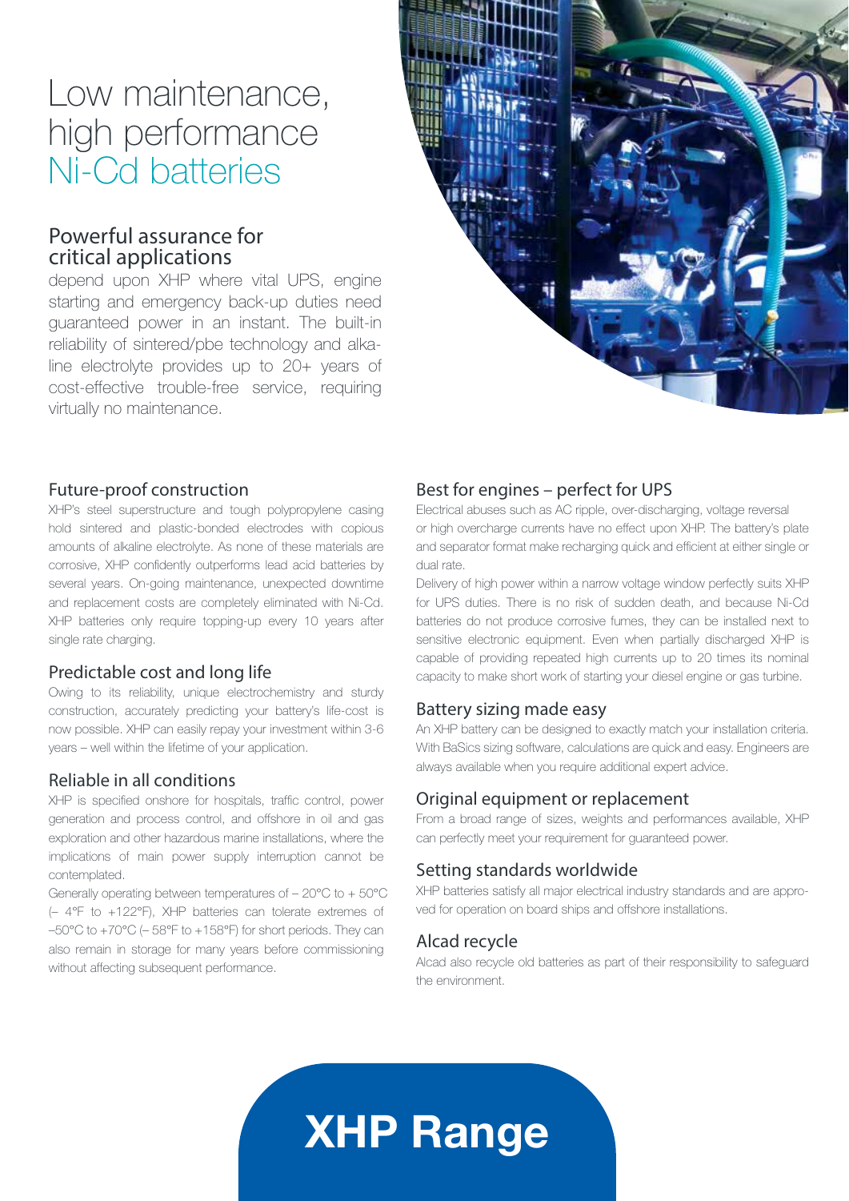# Low maintenance, high performance Ni-Cd batteries

## Powerful assurance for critical applications

depend upon XHP where vital UPS, engine starting and emergency back-up duties need guaranteed power in an instant. The built-in reliability of sintered/pbe technology and alkaline electrolyte provides up to 20+ years of cost-effective trouble-free service, requiring virtually no maintenance.

### Future-proof construction

XHP's steel superstructure and tough polypropylene casing hold sintered and plastic-bonded electrodes with copious amounts of alkaline electrolyte. As none of these materials are corrosive, XHP confidently outperforms lead acid batteries by several years. On-going maintenance, unexpected downtime and replacement costs are completely eliminated with Ni-Cd. XHP batteries only require topping-up every 10 years after single rate charging.

### Predictable cost and long life

Owing to its reliability, unique electrochemistry and sturdy construction, accurately predicting your battery's life-cost is now possible. XHP can easily repay your investment within 3-6 years – well within the lifetime of your application.

### Reliable in all conditions

XHP is specified onshore for hospitals, traffic control, power generation and process control, and offshore in oil and gas exploration and other hazardous marine installations, where the implications of main power supply interruption cannot be contemplated.

Generally operating between temperatures of – 20°C to + 50°C (– 4°F to +122°F), XHP batteries can tolerate extremes of –50°C to +70°C (– 58°F to +158°F) for short periods. They can also remain in storage for many years before commissioning without affecting subsequent performance.

### Best for engines – perfect for UPS

Electrical abuses such as AC ripple, over-discharging, voltage reversal or high overcharge currents have no effect upon XHP. The battery's plate and separator format make recharging quick and efficient at either single or dual rate.

Delivery of high power within a narrow voltage window perfectly suits XHP for UPS duties. There is no risk of sudden death, and because Ni-Cd batteries do not produce corrosive fumes, they can be installed next to sensitive electronic equipment. Even when partially discharged XHP is capable of providing repeated high currents up to 20 times its nominal capacity to make short work of starting your diesel engine or gas turbine.

### Battery sizing made easy

An XHP battery can be designed to exactly match your installation criteria. With BaSics sizing software, calculations are quick and easy. Engineers are always available when you require additional expert advice.

### Original equipment or replacement

From a broad range of sizes, weights and performances available, XHP can perfectly meet your requirement for guaranteed power.

### Setting standards worldwide

XHP batteries satisfy all major electrical industry standards and are approved for operation on board ships and offshore installations.

### Alcad recycle

Alcad also recycle old batteries as part of their responsibility to safeguard the environment.

# XHP Range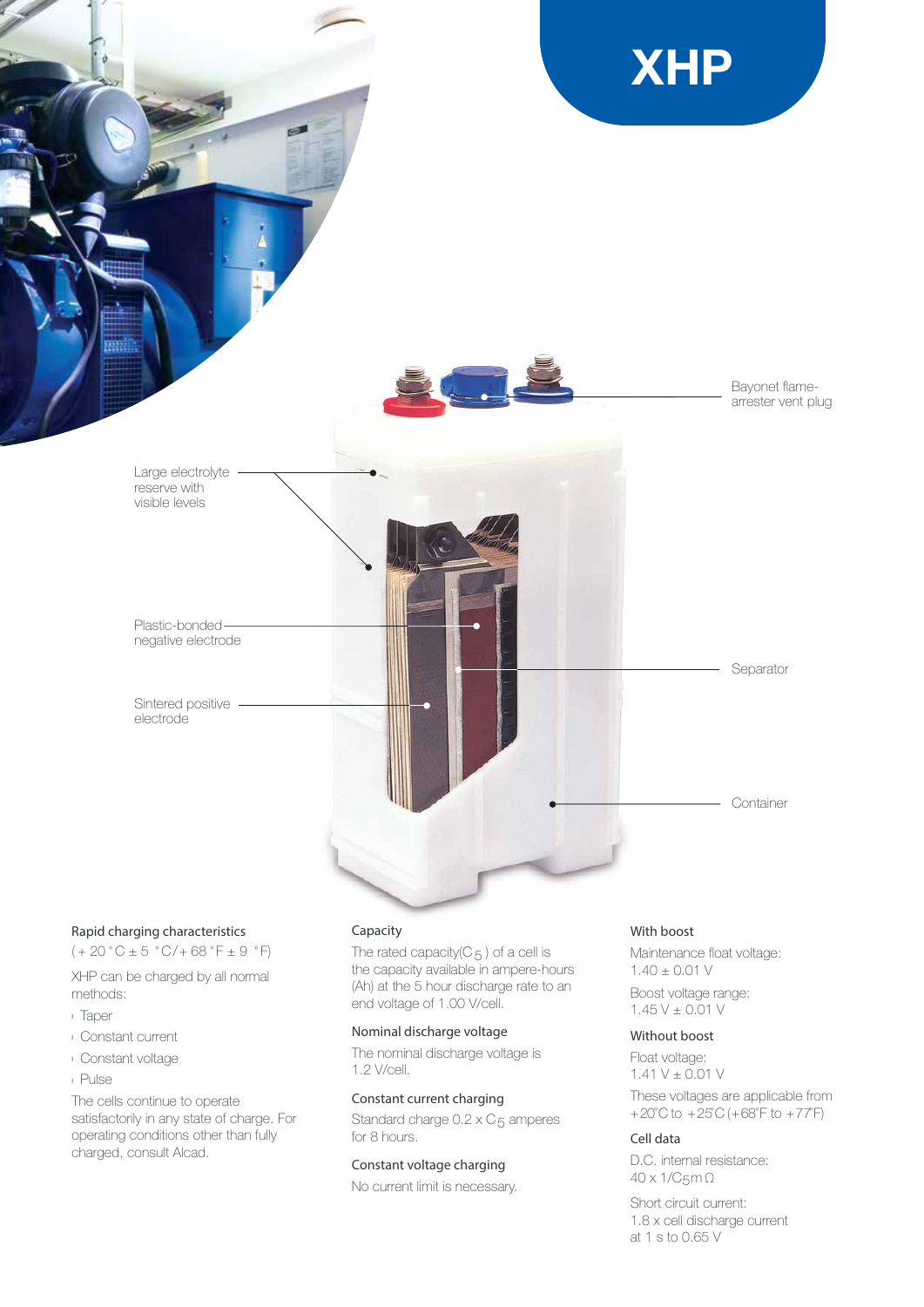# XHP

Bayonet flame-arrester vent plug

Large electrolyte reserve with visible levels

Plastic-bonded negative electrode

Separator

Sintered positive electrode

Container

### Rapid charging characteristics

(+ 20 °C ± 5 °C/+ 68 °F ± 9 °F)

XHP can be charged by all normal methods:

- Taper
- Constant current
- Constant voltage
- Pulse

The cells continue to operate satisfactorily in any state of charge. For operating conditions other than fully charged, consult Alcad.

### Capacity

The rated capacity($C_5$) of a cell is the capacity available in ampere-hours (Ah) at the 5 hour discharge rate to an end voltage of 1.00 V/cell.

### Nominal discharge voltage

The nominal discharge voltage is 1.2 V/cell.

### Constant current charging

Standard charge 0.2 x $C_5$ amperes for 8 hours.

### Constant voltage charging

No current limit is necessary.

### With boost

Maintenance float voltage:
1.40 ± 0.01 V

Boost voltage range:
1.45 V ± 0.01 V

### Without boost

Float voltage:
1.41 V ± 0.01 V

These voltages are applicable from +20°C to +25°C (+68°F to +77°F)

### Cell data

D.C. internal resistance:
40 x 1/$C_5$m Ω

Short circuit current:
1.8 x cell discharge current at 1 s to 0.65 V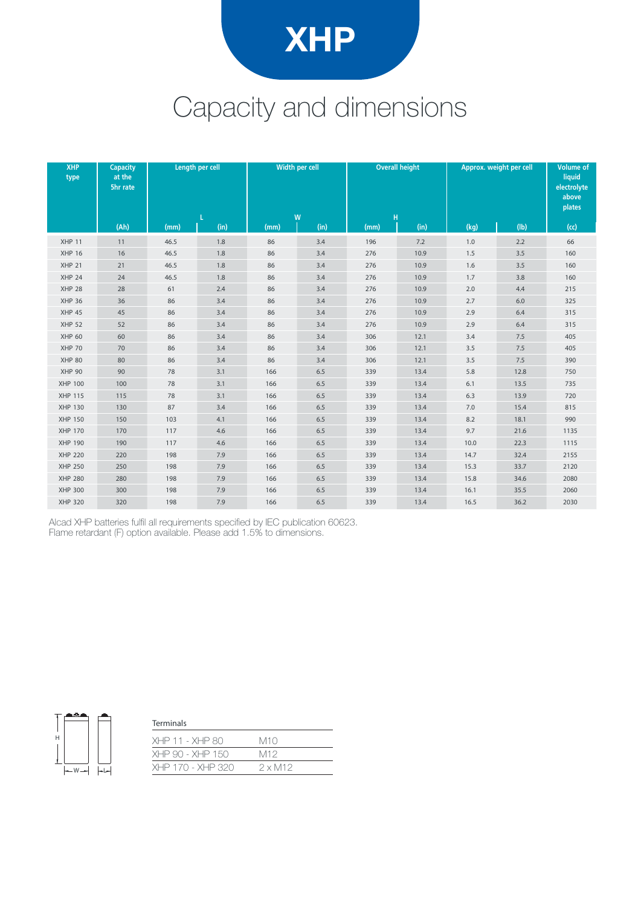# XHP

## Capacity and dimensions

| XHP type | Capacity at the 5hr rate | Length per cell L | | Width per cell W | | Overall height H | | Approx. weight per cell | | Volume of liquid electrolyte above plates |
|---|---|---|---|---|---|---|---|---|---|---|
| | (Ah) | (mm) | (in) | (mm) | (in) | (mm) | (in) | (kg) | (lb) | (cc) |
| XHP 11 | 11 | 46.5 | 1.8 | 86 | 3.4 | 196 | 7.2 | 1.0 | 2.2 | 66 |
| XHP 16 | 16 | 46.5 | 1.8 | 86 | 3.4 | 276 | 10.9 | 1.5 | 3.5 | 160 |
| XHP 21 | 21 | 46.5 | 1.8 | 86 | 3.4 | 276 | 10.9 | 1.6 | 3.5 | 160 |
| XHP 24 | 24 | 46.5 | 1.8 | 86 | 3.4 | 276 | 10.9 | 1.7 | 3.8 | 160 |
| XHP 28 | 28 | 61 | 2.4 | 86 | 3.4 | 276 | 10.9 | 2.0 | 4.4 | 215 |
| XHP 36 | 36 | 86 | 3.4 | 86 | 3.4 | 276 | 10.9 | 2.7 | 6.0 | 325 |
| XHP 45 | 45 | 86 | 3.4 | 86 | 3.4 | 276 | 10.9 | 2.9 | 6.4 | 315 |
| XHP 52 | 52 | 86 | 3.4 | 86 | 3.4 | 276 | 10.9 | 2.9 | 6.4 | 315 |
| XHP 60 | 60 | 86 | 3.4 | 86 | 3.4 | 306 | 12.1 | 3.4 | 7.5 | 405 |
| XHP 70 | 70 | 86 | 3.4 | 86 | 3.4 | 306 | 12.1 | 3.5 | 7.5 | 405 |
| XHP 80 | 80 | 86 | 3.4 | 86 | 3.4 | 306 | 12.1 | 3.5 | 7.5 | 390 |
| XHP 90 | 90 | 78 | 3.1 | 166 | 6.5 | 339 | 13.4 | 5.8 | 12.8 | 750 |
| XHP 100 | 100 | 78 | 3.1 | 166 | 6.5 | 339 | 13.4 | 6.1 | 13.5 | 735 |
| XHP 115 | 115 | 78 | 3.1 | 166 | 6.5 | 339 | 13.4 | 6.3 | 13.9 | 720 |
| XHP 130 | 130 | 87 | 3.4 | 166 | 6.5 | 339 | 13.4 | 7.0 | 15.4 | 815 |
| XHP 150 | 150 | 103 | 4.1 | 166 | 6.5 | 339 | 13.4 | 8.2 | 18.1 | 990 |
| XHP 170 | 170 | 117 | 4.6 | 166 | 6.5 | 339 | 13.4 | 9.7 | 21.6 | 1135 |
| XHP 190 | 190 | 117 | 4.6 | 166 | 6.5 | 339 | 13.4 | 10.0 | 22.3 | 1115 |
| XHP 220 | 220 | 198 | 7.9 | 166 | 6.5 | 339 | 13.4 | 14.7 | 32.4 | 2155 |
| XHP 250 | 250 | 198 | 7.9 | 166 | 6.5 | 339 | 13.4 | 15.3 | 33.7 | 2120 |
| XHP 280 | 280 | 198 | 7.9 | 166 | 6.5 | 339 | 13.4 | 15.8 | 34.6 | 2080 |
| XHP 300 | 300 | 198 | 7.9 | 166 | 6.5 | 339 | 13.4 | 16.1 | 35.5 | 2060 |
| XHP 320 | 320 | 198 | 7.9 | 166 | 6.5 | 339 | 13.4 | 16.5 | 36.2 | 2030 |

Alcad XHP batteries fulfil all requirements specified by IEC publication 60623.
Flame retardant (F) option available. Please add 1.5% to dimensions.

| Terminals | |
|---|---|
| XHP 11 - XHP 80 | M10 |
| XHP 90 - XHP 150 | M12 |
| XHP 170 - XHP 320 | 2 x M12 |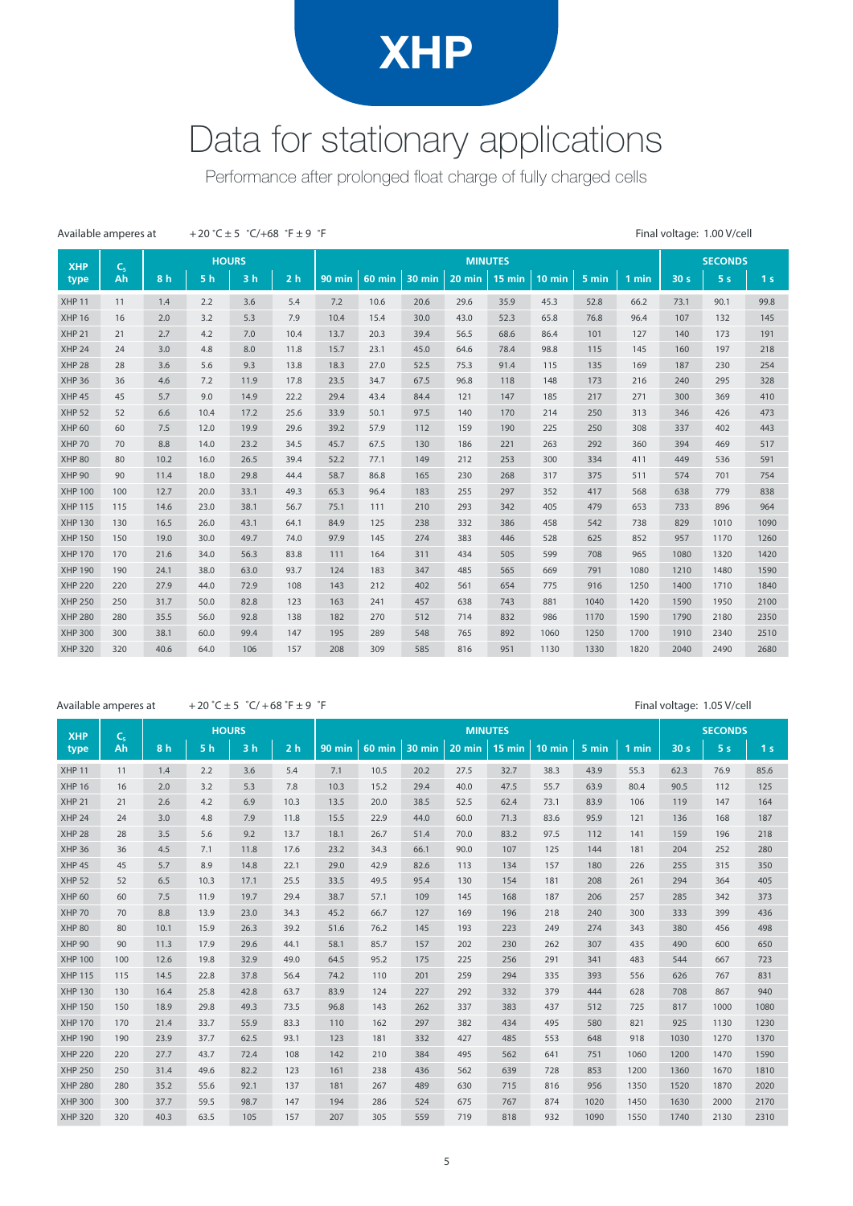# XHP

# Data for stationary applications

Performance after prolonged float charge of fully charged cells

Available amperes at +20 °C ± 5 °C/+68 °F ± 9 °F

Final voltage: 1.00 V/cell

| XHP type | $C_5$ Ah | HOURS | | | | MINUTES | | | | | | | | SECONDS | | |
|---|---|---|---|---|---|---|---|---|---|---|---|---|---|---|---|---|
| | | 8 h | 5 h | 3 h | 2 h | 90 min | 60 min | 30 min | 20 min | 15 min | 10 min | 5 min | 1 min | 30 s | 5 s | 1 s |
| XHP 11 | 11 | 1.4 | 2.2 | 3.6 | 5.4 | 7.2 | 10.6 | 20.6 | 29.6 | 35.9 | 45.3 | 52.8 | 66.2 | 73.1 | 90.1 | 99.8 |
| XHP 16 | 16 | 2.0 | 3.2 | 5.3 | 7.9 | 10.4 | 15.4 | 30.0 | 43.0 | 52.3 | 65.8 | 76.8 | 96.4 | 107 | 132 | 145 |
| XHP 21 | 21 | 2.7 | 4.2 | 7.0 | 10.4 | 13.7 | 20.3 | 39.4 | 56.5 | 68.6 | 86.4 | 101 | 127 | 140 | 173 | 191 |
| XHP 24 | 24 | 3.0 | 4.8 | 8.0 | 11.8 | 15.7 | 23.1 | 45.0 | 64.6 | 78.4 | 98.8 | 115 | 145 | 160 | 197 | 218 |
| XHP 28 | 28 | 3.6 | 5.6 | 9.3 | 13.8 | 18.3 | 27.0 | 52.5 | 75.3 | 91.4 | 115 | 135 | 169 | 187 | 230 | 254 |
| XHP 36 | 36 | 4.6 | 7.2 | 11.9 | 17.8 | 23.5 | 34.7 | 67.5 | 96.8 | 118 | 148 | 173 | 216 | 240 | 295 | 328 |
| XHP 45 | 45 | 5.7 | 9.0 | 14.9 | 22.2 | 29.4 | 43.4 | 84.4 | 121 | 147 | 185 | 217 | 271 | 300 | 369 | 410 |
| XHP 52 | 52 | 6.6 | 10.4 | 17.2 | 25.6 | 33.9 | 50.1 | 97.5 | 140 | 170 | 214 | 250 | 313 | 346 | 426 | 473 |
| XHP 60 | 60 | 7.5 | 12.0 | 19.9 | 29.6 | 39.2 | 57.9 | 112 | 159 | 190 | 225 | 250 | 308 | 337 | 402 | 443 |
| XHP 70 | 70 | 8.8 | 14.0 | 23.2 | 34.5 | 45.7 | 67.5 | 130 | 186 | 221 | 263 | 292 | 360 | 394 | 469 | 517 |
| XHP 80 | 80 | 10.2 | 16.0 | 26.5 | 39.4 | 52.2 | 77.1 | 149 | 212 | 253 | 300 | 334 | 411 | 449 | 536 | 591 |
| XHP 90 | 90 | 11.4 | 18.0 | 29.8 | 44.4 | 58.7 | 86.8 | 165 | 230 | 268 | 317 | 375 | 511 | 574 | 701 | 754 |
| XHP 100 | 100 | 12.7 | 20.0 | 33.1 | 49.3 | 65.3 | 96.4 | 183 | 255 | 297 | 352 | 417 | 568 | 638 | 779 | 838 |
| XHP 115 | 115 | 14.6 | 23.0 | 38.1 | 56.7 | 75.1 | 111 | 210 | 293 | 342 | 405 | 479 | 653 | 733 | 896 | 964 |
| XHP 130 | 130 | 16.5 | 26.0 | 43.1 | 64.1 | 84.9 | 125 | 238 | 332 | 386 | 458 | 542 | 738 | 829 | 1010 | 1090 |
| XHP 150 | 150 | 19.0 | 30.0 | 49.7 | 74.0 | 97.9 | 145 | 274 | 383 | 446 | 528 | 625 | 852 | 957 | 1170 | 1260 |
| XHP 170 | 170 | 21.6 | 34.0 | 56.3 | 83.8 | 111 | 164 | 311 | 434 | 505 | 599 | 708 | 965 | 1080 | 1320 | 1420 |
| XHP 190 | 190 | 24.1 | 38.0 | 63.0 | 93.7 | 124 | 183 | 347 | 485 | 565 | 669 | 791 | 1080 | 1210 | 1480 | 1590 |
| XHP 220 | 220 | 27.9 | 44.0 | 72.9 | 108 | 143 | 212 | 402 | 561 | 654 | 775 | 916 | 1250 | 1400 | 1710 | 1840 |
| XHP 250 | 250 | 31.7 | 50.0 | 82.8 | 123 | 163 | 241 | 457 | 638 | 743 | 881 | 1040 | 1420 | 1590 | 1950 | 2100 |
| XHP 280 | 280 | 35.5 | 56.0 | 92.8 | 138 | 182 | 270 | 512 | 714 | 832 | 986 | 1170 | 1590 | 1790 | 2180 | 2350 |
| XHP 300 | 300 | 38.1 | 60.0 | 99.4 | 147 | 195 | 289 | 548 | 765 | 892 | 1060 | 1250 | 1700 | 1910 | 2340 | 2510 |
| XHP 320 | 320 | 40.6 | 64.0 | 106 | 157 | 208 | 309 | 585 | 816 | 951 | 1130 | 1330 | 1820 | 2040 | 2490 | 2680 |

Available amperes at +20 °C ± 5 °C/ +68 °F ± 9 °F

Final voltage: 1.05 V/cell

| XHP type | $C_5$ Ah | HOURS | | | | MINUTES | | | | | | | | SECONDS | | |
|---|---|---|---|---|---|---|---|---|---|---|---|---|---|---|---|---|
| | | 8 h | 5 h | 3 h | 2 h | 90 min | 60 min | 30 min | 20 min | 15 min | 10 min | 5 min | 1 min | 30 s | 5 s | 1 s |
| XHP 11 | 11 | 1.4 | 2.2 | 3.6 | 5.4 | 7.1 | 10.5 | 20.2 | 27.5 | 32.7 | 38.3 | 43.9 | 55.3 | 62.3 | 76.9 | 85.6 |
| XHP 16 | 16 | 2.0 | 3.2 | 5.3 | 7.8 | 10.3 | 15.2 | 29.4 | 40.0 | 47.5 | 55.7 | 63.9 | 80.4 | 90.5 | 112 | 125 |
| XHP 21 | 21 | 2.6 | 4.2 | 6.9 | 10.3 | 13.5 | 20.0 | 38.5 | 52.5 | 62.4 | 73.1 | 83.9 | 106 | 119 | 147 | 164 |
| XHP 24 | 24 | 3.0 | 4.8 | 7.9 | 11.8 | 15.5 | 22.9 | 44.0 | 60.0 | 71.3 | 83.6 | 95.9 | 121 | 136 | 168 | 187 |
| XHP 28 | 28 | 3.5 | 5.6 | 9.2 | 13.7 | 18.1 | 26.7 | 51.4 | 70.0 | 83.2 | 97.5 | 112 | 141 | 159 | 196 | 218 |
| XHP 36 | 36 | 4.5 | 7.1 | 11.8 | 17.6 | 23.2 | 34.3 | 66.1 | 90.0 | 107 | 125 | 144 | 181 | 204 | 252 | 280 |
| XHP 45 | 45 | 5.7 | 8.9 | 14.8 | 22.1 | 29.0 | 42.9 | 82.6 | 113 | 134 | 157 | 180 | 226 | 255 | 315 | 350 |
| XHP 52 | 52 | 6.5 | 10.3 | 17.1 | 25.5 | 33.5 | 49.5 | 95.4 | 130 | 154 | 181 | 208 | 261 | 294 | 364 | 405 |
| XHP 60 | 60 | 7.5 | 11.9 | 19.7 | 29.4 | 38.7 | 57.1 | 109 | 145 | 168 | 187 | 206 | 257 | 285 | 342 | 373 |
| XHP 70 | 70 | 8.8 | 13.9 | 23.0 | 34.3 | 45.2 | 66.7 | 127 | 169 | 196 | 218 | 240 | 300 | 333 | 399 | 436 |
| XHP 80 | 80 | 10.1 | 15.9 | 26.3 | 39.2 | 51.6 | 76.2 | 145 | 193 | 223 | 249 | 274 | 343 | 380 | 456 | 498 |
| XHP 90 | 90 | 11.3 | 17.9 | 29.6 | 44.1 | 58.1 | 85.7 | 157 | 202 | 230 | 262 | 307 | 435 | 490 | 600 | 650 |
| XHP 100 | 100 | 12.6 | 19.8 | 32.9 | 49.0 | 64.5 | 95.2 | 175 | 225 | 256 | 291 | 341 | 483 | 544 | 667 | 723 |
| XHP 115 | 115 | 14.5 | 22.8 | 37.8 | 56.4 | 74.2 | 110 | 201 | 259 | 294 | 335 | 393 | 556 | 626 | 767 | 831 |
| XHP 130 | 130 | 16.4 | 25.8 | 42.8 | 63.7 | 83.9 | 124 | 227 | 292 | 332 | 379 | 444 | 628 | 708 | 867 | 940 |
| XHP 150 | 150 | 18.9 | 29.8 | 49.3 | 73.5 | 96.8 | 143 | 262 | 337 | 383 | 437 | 512 | 725 | 817 | 1000 | 1080 |
| XHP 170 | 170 | 21.4 | 33.7 | 55.9 | 83.3 | 110 | 162 | 297 | 382 | 434 | 495 | 580 | 821 | 925 | 1130 | 1230 |
| XHP 190 | 190 | 23.9 | 37.7 | 62.5 | 93.1 | 123 | 181 | 332 | 427 | 485 | 553 | 648 | 918 | 1030 | 1270 | 1370 |
| XHP 220 | 220 | 27.7 | 43.7 | 72.4 | 108 | 142 | 210 | 384 | 495 | 562 | 641 | 751 | 1060 | 1200 | 1470 | 1590 |
| XHP 250 | 250 | 31.4 | 49.6 | 82.2 | 123 | 161 | 238 | 436 | 562 | 639 | 728 | 853 | 1200 | 1360 | 1670 | 1810 |
| XHP 280 | 280 | 35.2 | 55.6 | 92.1 | 137 | 181 | 267 | 489 | 630 | 715 | 816 | 956 | 1350 | 1520 | 1870 | 2020 |
| XHP 300 | 300 | 37.7 | 59.5 | 98.7 | 147 | 194 | 286 | 524 | 675 | 767 | 874 | 1020 | 1450 | 1630 | 2000 | 2170 |
| XHP 320 | 320 | 40.3 | 63.5 | 105 | 157 | 207 | 305 | 559 | 719 | 818 | 932 | 1090 | 1550 | 1740 | 2130 | 2310 |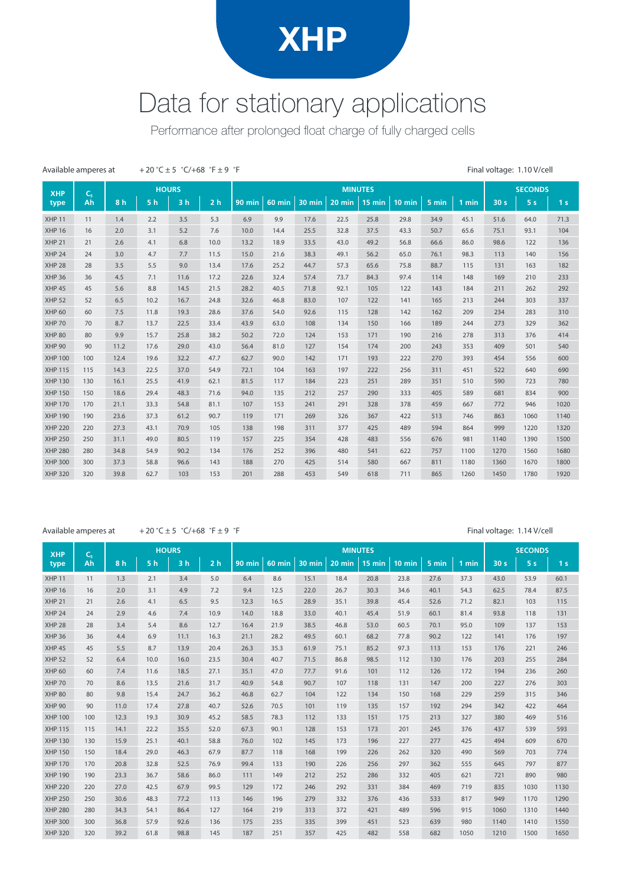# XHP

# Data for stationary applications

Performance after prolonged float charge of fully charged cells

Available amperes at +20 °C ± 5 °C/+68 °F ± 9 °F

Final voltage: 1.10 V/cell

| XHP type | $C_5$ Ah | HOURS | | | | MINUTES | | | | | | | | SECONDS | | |
|---|---|---|---|---|---|---|---|---|---|---|---|---|---|---|---|---|
| | | 8 h | 5 h | 3 h | 2 h | 90 min | 60 min | 30 min | 20 min | 15 min | 10 min | 5 min | 1 min | 30 s | 5 s | 1 s |
| XHP 11 | 11 | 1.4 | 2.2 | 3.5 | 5.3 | 6.9 | 9.9 | 17.6 | 22.5 | 25.8 | 29.8 | 34.9 | 45.1 | 51.6 | 64.0 | 71.3 |
| XHP 16 | 16 | 2.0 | 3.1 | 5.2 | 7.6 | 10.0 | 14.4 | 25.5 | 32.8 | 37.5 | 43.3 | 50.7 | 65.6 | 75.1 | 93.1 | 104 |
| XHP 21 | 21 | 2.6 | 4.1 | 6.8 | 10.0 | 13.2 | 18.9 | 33.5 | 43.0 | 49.2 | 56.8 | 66.6 | 86.0 | 98.6 | 122 | 136 |
| XHP 24 | 24 | 3.0 | 4.7 | 7.7 | 11.5 | 15.0 | 21.6 | 38.3 | 49.1 | 56.2 | 65.0 | 76.1 | 98.3 | 113 | 140 | 156 |
| XHP 28 | 28 | 3.5 | 5.5 | 9.0 | 13.4 | 17.6 | 25.2 | 44.7 | 57.3 | 65.6 | 75.8 | 88.7 | 115 | 131 | 163 | 182 |
| XHP 36 | 36 | 4.5 | 7.1 | 11.6 | 17.2 | 22.6 | 32.4 | 57.4 | 73.7 | 84.3 | 97.4 | 114 | 148 | 169 | 210 | 233 |
| XHP 45 | 45 | 5.6 | 8.8 | 14.5 | 21.5 | 28.2 | 40.5 | 71.8 | 92.1 | 105 | 122 | 143 | 184 | 211 | 262 | 292 |
| XHP 52 | 52 | 6.5 | 10.2 | 16.7 | 24.8 | 32.6 | 46.8 | 83.0 | 107 | 122 | 141 | 165 | 213 | 244 | 303 | 337 |
| XHP 60 | 60 | 7.5 | 11.8 | 19.3 | 28.6 | 37.6 | 54.0 | 92.6 | 115 | 128 | 142 | 162 | 209 | 234 | 283 | 310 |
| XHP 70 | 70 | 8.7 | 13.7 | 22.5 | 33.4 | 43.9 | 63.0 | 108 | 134 | 150 | 166 | 189 | 244 | 273 | 329 | 362 |
| XHP 80 | 80 | 9.9 | 15.7 | 25.8 | 38.2 | 50.2 | 72.0 | 124 | 153 | 171 | 190 | 216 | 278 | 313 | 376 | 414 |
| XHP 90 | 90 | 11.2 | 17.6 | 29.0 | 43.0 | 56.4 | 81.0 | 127 | 154 | 174 | 200 | 243 | 353 | 409 | 501 | 540 |
| XHP 100 | 100 | 12.4 | 19.6 | 32.2 | 47.7 | 62.7 | 90.0 | 142 | 171 | 193 | 222 | 270 | 393 | 454 | 556 | 600 |
| XHP 115 | 115 | 14.3 | 22.5 | 37.0 | 54.9 | 72.1 | 104 | 163 | 197 | 222 | 256 | 311 | 451 | 522 | 640 | 690 |
| XHP 130 | 130 | 16.1 | 25.5 | 41.9 | 62.1 | 81.5 | 117 | 184 | 223 | 251 | 289 | 351 | 510 | 590 | 723 | 780 |
| XHP 150 | 150 | 18.6 | 29.4 | 48.3 | 71.6 | 94.0 | 135 | 212 | 257 | 290 | 333 | 405 | 589 | 681 | 834 | 900 |
| XHP 170 | 170 | 21.1 | 33.3 | 54.8 | 81.1 | 107 | 153 | 241 | 291 | 328 | 378 | 459 | 667 | 772 | 946 | 1020 |
| XHP 190 | 190 | 23.6 | 37.3 | 61.2 | 90.7 | 119 | 171 | 269 | 326 | 367 | 422 | 513 | 746 | 863 | 1060 | 1140 |
| XHP 220 | 220 | 27.3 | 43.1 | 70.9 | 105 | 138 | 198 | 311 | 377 | 425 | 489 | 594 | 864 | 999 | 1220 | 1320 |
| XHP 250 | 250 | 31.1 | 49.0 | 80.5 | 119 | 157 | 225 | 354 | 428 | 483 | 556 | 676 | 981 | 1140 | 1390 | 1500 |
| XHP 280 | 280 | 34.8 | 54.9 | 90.2 | 134 | 176 | 252 | 396 | 480 | 541 | 622 | 757 | 1100 | 1270 | 1560 | 1680 |
| XHP 300 | 300 | 37.3 | 58.8 | 96.6 | 143 | 188 | 270 | 425 | 514 | 580 | 667 | 811 | 1180 | 1360 | 1670 | 1800 |
| XHP 320 | 320 | 39.8 | 62.7 | 103 | 153 | 201 | 288 | 453 | 549 | 618 | 711 | 865 | 1260 | 1450 | 1780 | 1920 |

Available amperes at +20 °C ± 5 °C/+68 °F ± 9 °F

Final voltage: 1.14 V/cell

| XHP type | $C_5$ Ah | HOURS | | | | MINUTES | | | | | | | | SECONDS | | |
|---|---|---|---|---|---|---|---|---|---|---|---|---|---|---|---|---|
| | | 8 h | 5 h | 3 h | 2 h | 90 min | 60 min | 30 min | 20 min | 15 min | 10 min | 5 min | 1 min | 30 s | 5 s | 1 s |
| XHP 11 | 11 | 1.3 | 2.1 | 3.4 | 5.0 | 6.4 | 8.6 | 15.1 | 18.4 | 20.8 | 23.8 | 27.6 | 37.3 | 43.0 | 53.9 | 60.1 |
| XHP 16 | 16 | 2.0 | 3.1 | 4.9 | 7.2 | 9.4 | 12.5 | 22.0 | 26.7 | 30.3 | 34.6 | 40.1 | 54.3 | 62.5 | 78.4 | 87.5 |
| XHP 21 | 21 | 2.6 | 4.1 | 6.5 | 9.5 | 12.3 | 16.5 | 28.9 | 35.1 | 39.8 | 45.4 | 52.6 | 71.2 | 82.1 | 103 | 115 |
| XHP 24 | 24 | 2.9 | 4.6 | 7.4 | 10.9 | 14.0 | 18.8 | 33.0 | 40.1 | 45.4 | 51.9 | 60.1 | 81.4 | 93.8 | 118 | 131 |
| XHP 28 | 28 | 3.4 | 5.4 | 8.6 | 12.7 | 16.4 | 21.9 | 38.5 | 46.8 | 53.0 | 60.5 | 70.1 | 95.0 | 109 | 137 | 153 |
| XHP 36 | 36 | 4.4 | 6.9 | 11.1 | 16.3 | 21.1 | 28.2 | 49.5 | 60.1 | 68.2 | 77.8 | 90.2 | 122 | 141 | 176 | 197 |
| XHP 45 | 45 | 5.5 | 8.7 | 13.9 | 20.4 | 26.3 | 35.3 | 61.9 | 75.1 | 85.2 | 97.3 | 113 | 153 | 176 | 221 | 246 |
| XHP 52 | 52 | 6.4 | 10.0 | 16.0 | 23.5 | 30.4 | 40.7 | 71.5 | 86.8 | 98.5 | 112 | 130 | 176 | 203 | 255 | 284 |
| XHP 60 | 60 | 7.4 | 11.6 | 18.5 | 27.1 | 35.1 | 47.0 | 77.7 | 91.6 | 101 | 112 | 126 | 172 | 194 | 236 | 260 |
| XHP 70 | 70 | 8.6 | 13.5 | 21.6 | 31.7 | 40.9 | 54.8 | 90.7 | 107 | 118 | 131 | 147 | 200 | 227 | 276 | 303 |
| XHP 80 | 80 | 9.8 | 15.4 | 24.7 | 36.2 | 46.8 | 62.7 | 104 | 122 | 134 | 150 | 168 | 229 | 259 | 315 | 346 |
| XHP 90 | 90 | 11.0 | 17.4 | 27.8 | 40.7 | 52.6 | 70.5 | 101 | 119 | 135 | 157 | 192 | 294 | 342 | 422 | 464 |
| XHP 100 | 100 | 12.3 | 19.3 | 30.9 | 45.2 | 58.5 | 78.3 | 112 | 133 | 151 | 175 | 213 | 327 | 380 | 469 | 516 |
| XHP 115 | 115 | 14.1 | 22.2 | 35.5 | 52.0 | 67.3 | 90.1 | 128 | 153 | 173 | 201 | 245 | 376 | 437 | 539 | 593 |
| XHP 130 | 130 | 15.9 | 25.1 | 40.1 | 58.8 | 76.0 | 102 | 145 | 173 | 196 | 227 | 277 | 425 | 494 | 609 | 670 |
| XHP 150 | 150 | 18.4 | 29.0 | 46.3 | 67.9 | 87.7 | 118 | 168 | 199 | 226 | 262 | 320 | 490 | 569 | 703 | 774 |
| XHP 170 | 170 | 20.8 | 32.8 | 52.5 | 76.9 | 99.4 | 133 | 190 | 226 | 256 | 297 | 362 | 555 | 645 | 797 | 877 |
| XHP 190 | 190 | 23.3 | 36.7 | 58.6 | 86.0 | 111 | 149 | 212 | 252 | 286 | 332 | 405 | 621 | 721 | 890 | 980 |
| XHP 220 | 220 | 27.0 | 42.5 | 67.9 | 99.5 | 129 | 172 | 246 | 292 | 331 | 384 | 469 | 719 | 835 | 1030 | 1130 |
| XHP 250 | 250 | 30.6 | 48.3 | 77.2 | 113 | 146 | 196 | 279 | 332 | 376 | 436 | 533 | 817 | 949 | 1170 | 1290 |
| XHP 280 | 280 | 34.3 | 54.1 | 86.4 | 127 | 164 | 219 | 313 | 372 | 421 | 489 | 596 | 915 | 1060 | 1310 | 1440 |
| XHP 300 | 300 | 36.8 | 57.9 | 92.6 | 136 | 175 | 235 | 335 | 399 | 451 | 523 | 639 | 980 | 1140 | 1410 | 1550 |
| XHP 320 | 320 | 39.2 | 61.8 | 98.8 | 145 | 187 | 251 | 357 | 425 | 482 | 558 | 682 | 1050 | 1210 | 1500 | 1650 |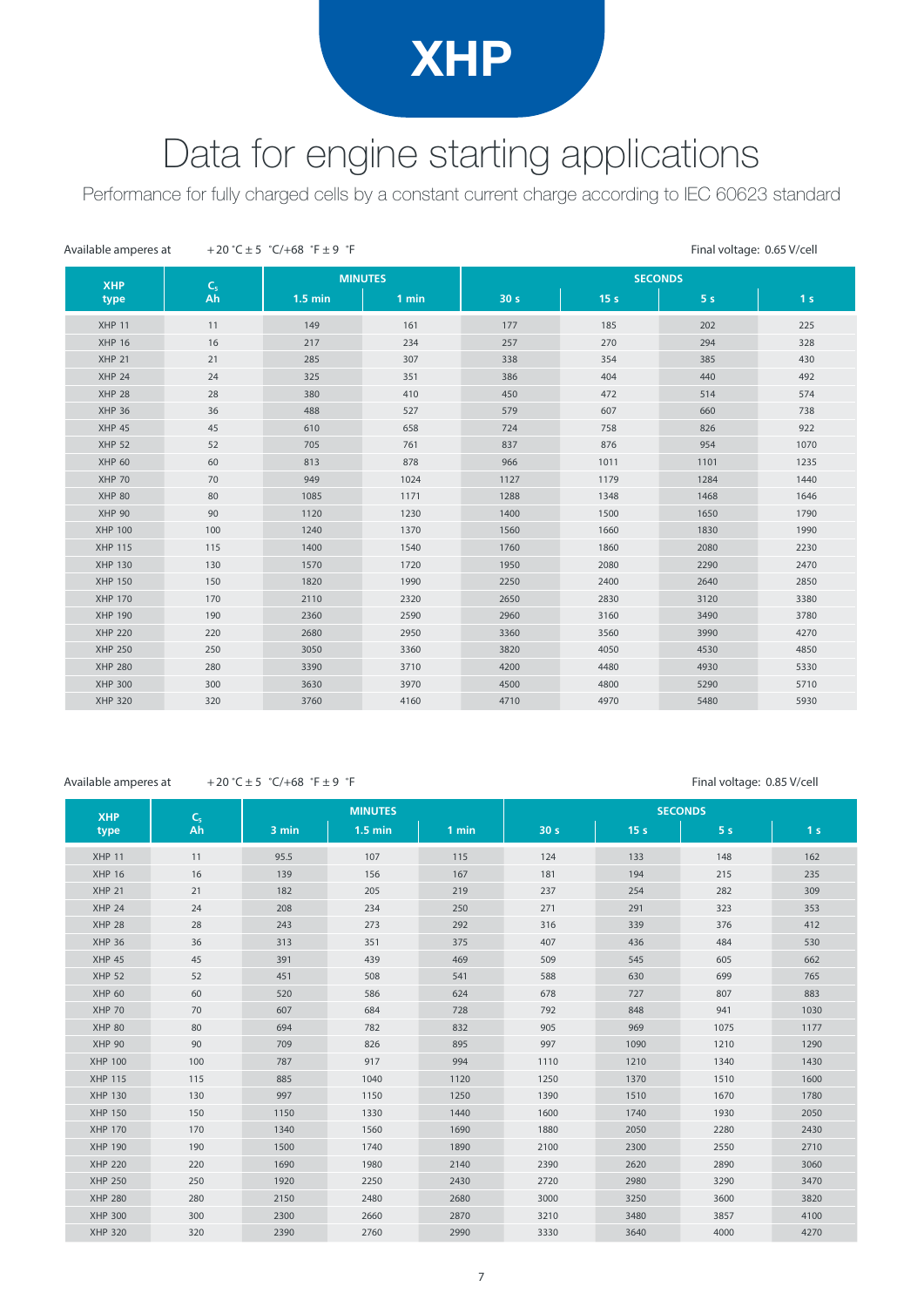# XHP

# Data for engine starting applications

Performance for fully charged cells by a constant current charge according to IEC 60623 standard

Available amperes at +20 °C ± 5 °C/+68 °F ± 9 °F

Final voltage: 0.65 V/cell

| XHP type | $C_5$ Ah | MINUTES | | SECONDS | | | |
|---|---|---|---|---|---|---|---|
| | | 1.5 min | 1 min | 30 s | 15 s | 5 s | 1 s |
| XHP 11 | 11 | 149 | 161 | 177 | 185 | 202 | 225 |
| XHP 16 | 16 | 217 | 234 | 257 | 270 | 294 | 328 |
| XHP 21 | 21 | 285 | 307 | 338 | 354 | 385 | 430 |
| XHP 24 | 24 | 325 | 351 | 386 | 404 | 440 | 492 |
| XHP 28 | 28 | 380 | 410 | 450 | 472 | 514 | 574 |
| XHP 36 | 36 | 488 | 527 | 579 | 607 | 660 | 738 |
| XHP 45 | 45 | 610 | 658 | 724 | 758 | 826 | 922 |
| XHP 52 | 52 | 705 | 761 | 837 | 876 | 954 | 1070 |
| XHP 60 | 60 | 813 | 878 | 966 | 1011 | 1101 | 1235 |
| XHP 70 | 70 | 949 | 1024 | 1127 | 1179 | 1284 | 1440 |
| XHP 80 | 80 | 1085 | 1171 | 1288 | 1348 | 1468 | 1646 |
| XHP 90 | 90 | 1120 | 1230 | 1400 | 1500 | 1650 | 1790 |
| XHP 100 | 100 | 1240 | 1370 | 1560 | 1660 | 1830 | 1990 |
| XHP 115 | 115 | 1400 | 1540 | 1760 | 1860 | 2080 | 2230 |
| XHP 130 | 130 | 1570 | 1720 | 1950 | 2080 | 2290 | 2470 |
| XHP 150 | 150 | 1820 | 1990 | 2250 | 2400 | 2640 | 2850 |
| XHP 170 | 170 | 2110 | 2320 | 2650 | 2830 | 3120 | 3380 |
| XHP 190 | 190 | 2360 | 2590 | 2960 | 3160 | 3490 | 3780 |
| XHP 220 | 220 | 2680 | 2950 | 3360 | 3560 | 3990 | 4270 |
| XHP 250 | 250 | 3050 | 3360 | 3820 | 4050 | 4530 | 4850 |
| XHP 280 | 280 | 3390 | 3710 | 4200 | 4480 | 4930 | 5330 |
| XHP 300 | 300 | 3630 | 3970 | 4500 | 4800 | 5290 | 5710 |
| XHP 320 | 320 | 3760 | 4160 | 4710 | 4970 | 5480 | 5930 |

Available amperes at +20 °C ± 5 °C/+68 °F ± 9 °F

Final voltage: 0.85 V/cell

| XHP type | $C_5$ Ah | MINUTES | | | SECONDS | | | |
|---|---|---|---|---|---|---|---|---|
| | | 3 min | 1.5 min | 1 min | 30 s | 15 s | 5 s | 1 s |
| XHP 11 | 11 | 95.5 | 107 | 115 | 124 | 133 | 148 | 162 |
| XHP 16 | 16 | 139 | 156 | 167 | 181 | 194 | 215 | 235 |
| XHP 21 | 21 | 182 | 205 | 219 | 237 | 254 | 282 | 309 |
| XHP 24 | 24 | 208 | 234 | 250 | 271 | 291 | 323 | 353 |
| XHP 28 | 28 | 243 | 273 | 292 | 316 | 339 | 376 | 412 |
| XHP 36 | 36 | 313 | 351 | 375 | 407 | 436 | 484 | 530 |
| XHP 45 | 45 | 391 | 439 | 469 | 509 | 545 | 605 | 662 |
| XHP 52 | 52 | 451 | 508 | 541 | 588 | 630 | 699 | 765 |
| XHP 60 | 60 | 520 | 586 | 624 | 678 | 727 | 807 | 883 |
| XHP 70 | 70 | 607 | 684 | 728 | 792 | 848 | 941 | 1030 |
| XHP 80 | 80 | 694 | 782 | 832 | 905 | 969 | 1075 | 1177 |
| XHP 90 | 90 | 709 | 826 | 895 | 997 | 1090 | 1210 | 1290 |
| XHP 100 | 100 | 787 | 917 | 994 | 1110 | 1210 | 1340 | 1430 |
| XHP 115 | 115 | 885 | 1040 | 1120 | 1250 | 1370 | 1510 | 1600 |
| XHP 130 | 130 | 997 | 1150 | 1250 | 1390 | 1510 | 1670 | 1780 |
| XHP 150 | 150 | 1150 | 1330 | 1440 | 1600 | 1740 | 1930 | 2050 |
| XHP 170 | 170 | 1340 | 1560 | 1690 | 1880 | 2050 | 2280 | 2430 |
| XHP 190 | 190 | 1500 | 1740 | 1890 | 2100 | 2300 | 2550 | 2710 |
| XHP 220 | 220 | 1690 | 1980 | 2140 | 2390 | 2620 | 2890 | 3060 |
| XHP 250 | 250 | 1920 | 2250 | 2430 | 2720 | 2980 | 3290 | 3470 |
| XHP 280 | 280 | 2150 | 2480 | 2680 | 3000 | 3250 | 3600 | 3820 |
| XHP 300 | 300 | 2300 | 2660 | 2870 | 3210 | 3480 | 3857 | 4100 |
| XHP 320 | 320 | 2390 | 2760 | 2990 | 3330 | 3640 | 4000 | 4270 |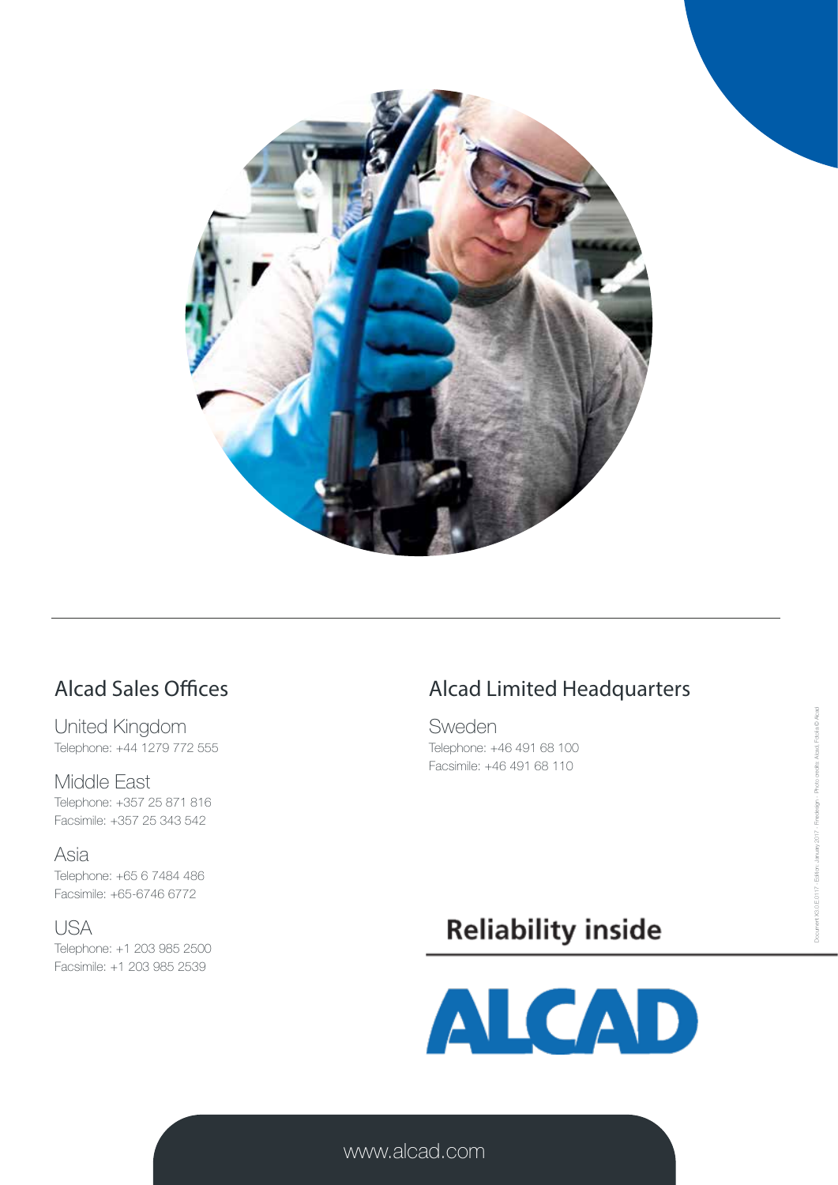## Alcad Sales Offices

United Kingdom
Telephone: +44 1279 772 555

Middle East
Telephone: +357 25 871 816
Facsimile: +357 25 343 542

Asia
Telephone: +65 6 7484 486
Facsimile: +65-6746 6772

USA
Telephone: +1 203 985 2500
Facsimile: +1 203 985 2539

## Alcad Limited Headquarters

Sweden
Telephone: +46 491 68 100
Facsimile: +46 491 68 110

**Reliability inside**

ALCAD

Document XS.0.E.0117 - Edition: January 2017 - Freedesign - Photo credits: Alcad, Fotolia © Alcad

www.alcad.com